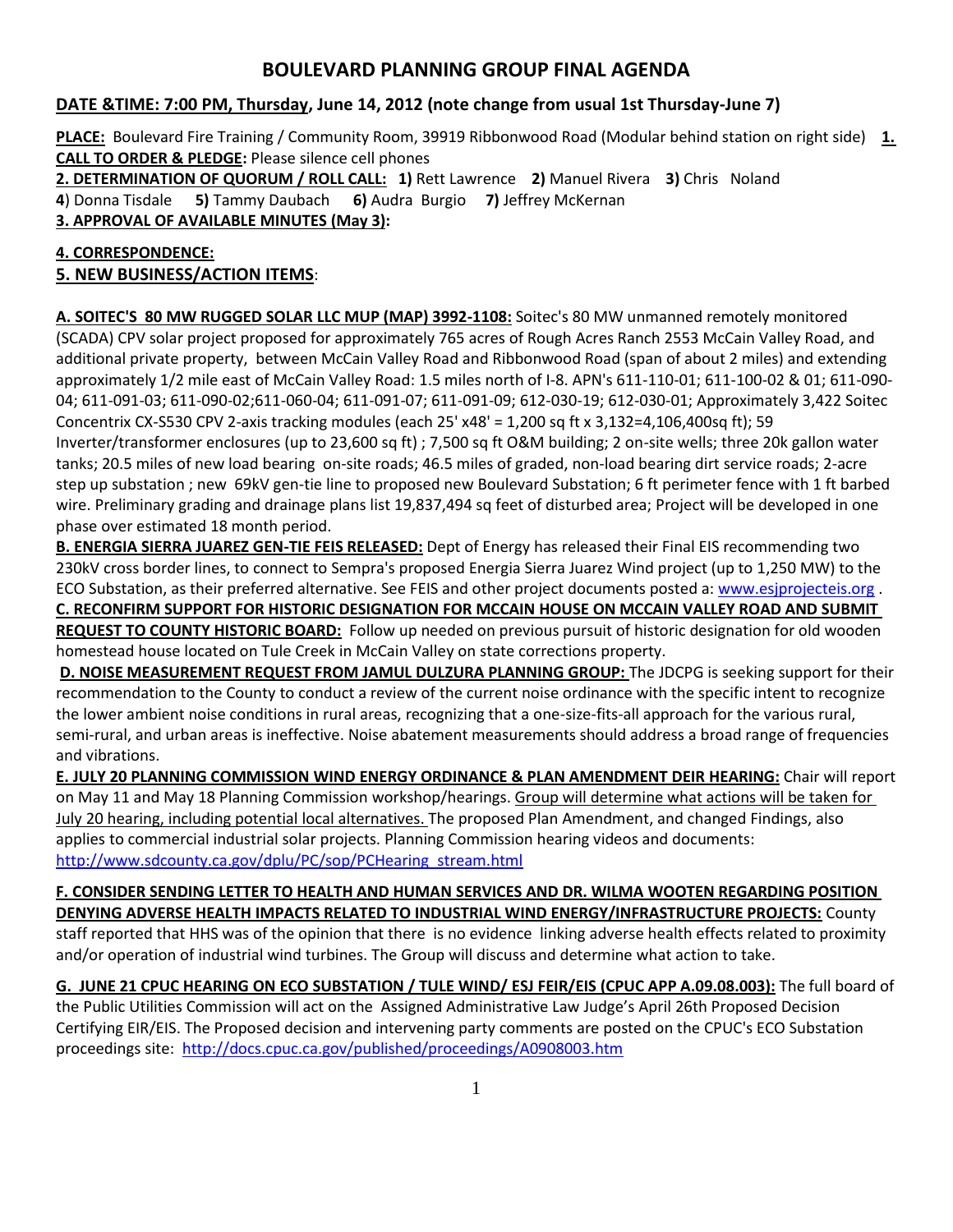# BOULEVARD PLANNING GROUP FINAL AGENDA

**DATE &TIME: 7:00 PM, Thursday, June 14, 2012 (note change from usual 1st Thursday-June 7)**

**PLACE:** Boulevard Fire Training / Community Room, 39919 Ribbonwood Road (Modular behind station on right side)

**1. CALL TO ORDER & PLEDGE:** Please silence cell phones

**2. DETERMINATION OF QUORUM / ROLL CALL:** **1)** Rett Lawrence **2)** Manuel Rivera **3)** Chris Noland **4**) Donna Tisdale **5)** Tammy Daubach **6)** Audra Burgio **7)** Jeffrey McKernan

**3. APPROVAL OF AVAILABLE MINUTES (May 3):**

**4. CORRESPONDENCE:**

**5. NEW BUSINESS/ACTION ITEMS**:

**A. SOITEC'S 80 MW RUGGED SOLAR LLC MUP (MAP) 3992-1108:** Soitec's 80 MW unmanned remotely monitored (SCADA) CPV solar project proposed for approximately 765 acres of Rough Acres Ranch 2553 McCain Valley Road, and additional private property, between McCain Valley Road and Ribbonwood Road (span of about 2 miles) and extending approximately 1/2 mile east of McCain Valley Road: 1.5 miles north of I-8. APN's 611-110-01; 611-100-02 & 01; 611-090-04; 611-091-03; 611-090-02;611-060-04; 611-091-07; 611-091-09; 612-030-19; 612-030-01; Approximately 3,422 Soitec Concentrix CX-S530 CPV 2-axis tracking modules (each 25' x48' = 1,200 sq ft x 3,132=4,106,400sq ft); 59 Inverter/transformer enclosures (up to 23,600 sq ft) ; 7,500 sq ft O&M building; 2 on-site wells; three 20k gallon water tanks; 20.5 miles of new load bearing on-site roads; 46.5 miles of graded, non-load bearing dirt service roads; 2-acre step up substation ; new 69kV gen-tie line to proposed new Boulevard Substation; 6 ft perimeter fence with 1 ft barbed wire. Preliminary grading and drainage plans list 19,837,494 sq feet of disturbed area; Project will be developed in one phase over estimated 18 month period.

**B. ENERGIA SIERRA JUAREZ GEN-TIE FEIS RELEASED:** Dept of Energy has released their Final EIS recommending two 230kV cross border lines, to connect to Sempra's proposed Energia Sierra Juarez Wind project (up to 1,250 MW) to the ECO Substation, as their preferred alternative. See FEIS and other project documents posted a: www.esjprojecteis.org .

**C. RECONFIRM SUPPORT FOR HISTORIC DESIGNATION FOR MCCAIN HOUSE ON MCCAIN VALLEY ROAD AND SUBMIT REQUEST TO COUNTY HISTORIC BOARD:** Follow up needed on previous pursuit of historic designation for old wooden homestead house located on Tule Creek in McCain Valley on state corrections property.

**D. NOISE MEASUREMENT REQUEST FROM JAMUL DULZURA PLANNING GROUP:** The JDCPG is seeking support for their recommendation to the County to conduct a review of the current noise ordinance with the specific intent to recognize the lower ambient noise conditions in rural areas, recognizing that a one-size-fits-all approach for the various rural, semi-rural, and urban areas is ineffective. Noise abatement measurements should address a broad range of frequencies and vibrations.

**E. JULY 20 PLANNING COMMISSION WIND ENERGY ORDINANCE & PLAN AMENDMENT DEIR HEARING:** Chair will report on May 11 and May 18 Planning Commission workshop/hearings. Group will determine what actions will be taken for July 20 hearing, including potential local alternatives. The proposed Plan Amendment, and changed Findings, also applies to commercial industrial solar projects. Planning Commission hearing videos and documents: http://www.sdcounty.ca.gov/dplu/PC/sop/PCHearing_stream.html

**F. CONSIDER SENDING LETTER TO HEALTH AND HUMAN SERVICES AND DR. WILMA WOOTEN REGARDING POSITION DENYING ADVERSE HEALTH IMPACTS RELATED TO INDUSTRIAL WIND ENERGY/INFRASTRUCTURE PROJECTS:** County staff reported that HHS was of the opinion that there is no evidence linking adverse health effects related to proximity and/or operation of industrial wind turbines. The Group will discuss and determine what action to take.

**G. JUNE 21 CPUC HEARING ON ECO SUBSTATION / TULE WIND/ ESJ FEIR/EIS (CPUC APP A.09.08.003):** The full board of the Public Utilities Commission will act on the Assigned Administrative Law Judge's April 26th Proposed Decision Certifying EIR/EIS. The Proposed decision and intervening party comments are posted on the CPUC's ECO Substation proceedings site: http://docs.cpuc.ca.gov/published/proceedings/A0908003.htm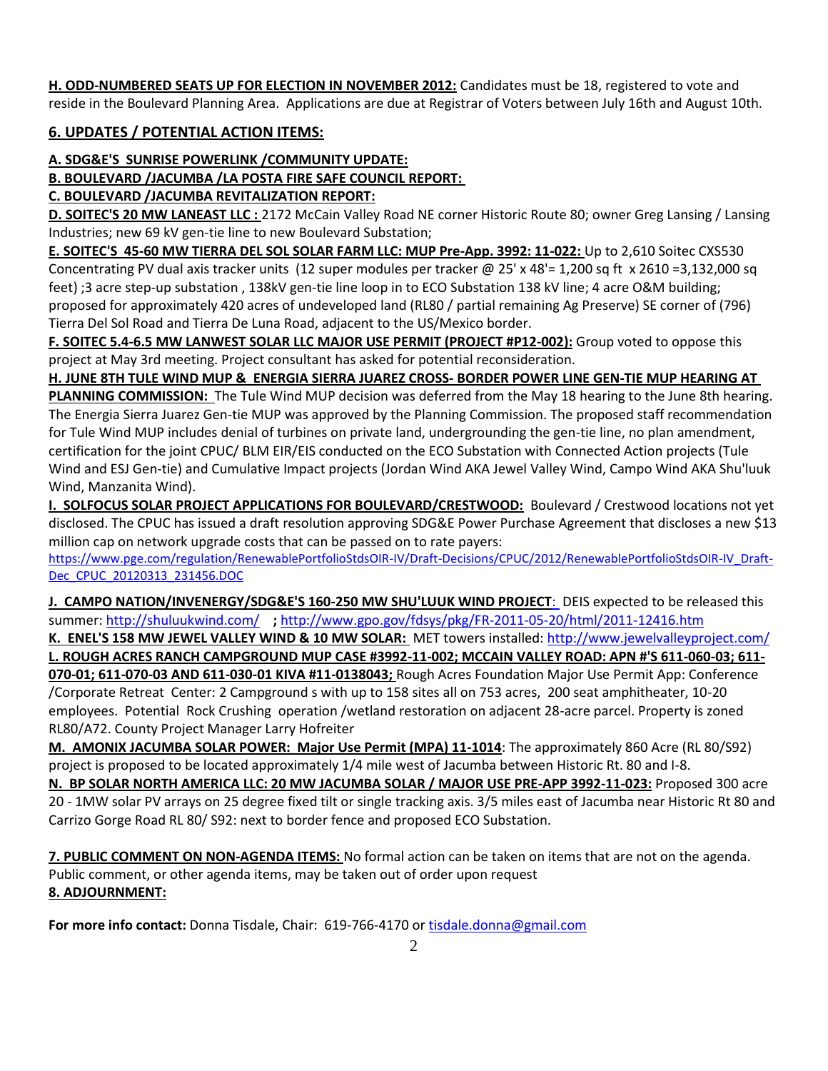**H. ODD-NUMBERED SEATS UP FOR ELECTION IN NOVEMBER 2012:** Candidates must be 18, registered to vote and reside in the Boulevard Planning Area. Applications are due at Registrar of Voters between July 16th and August 10th.

## 6. UPDATES / POTENTIAL ACTION ITEMS:

**A. SDG&E'S SUNRISE POWERLINK /COMMUNITY UPDATE:**

**B. BOULEVARD /JACUMBA /LA POSTA FIRE SAFE COUNCIL REPORT:**

**C. BOULEVARD /JACUMBA REVITALIZATION REPORT:**

**D. SOITEC'S 20 MW LANEAST LLC :** 2172 McCain Valley Road NE corner Historic Route 80; owner Greg Lansing / Lansing Industries; new 69 kV gen-tie line to new Boulevard Substation;

**E. SOITEC'S 45-60 MW TIERRA DEL SOL SOLAR FARM LLC: MUP Pre-App. 3992: 11-022:** Up to 2,610 Soitec CXS530 Concentrating PV dual axis tracker units (12 super modules per tracker @ 25' x 48'= 1,200 sq ft x 2610 =3,132,000 sq feet) ;3 acre step-up substation , 138kV gen-tie line loop in to ECO Substation 138 kV line; 4 acre O&M building; proposed for approximately 420 acres of undeveloped land (RL80 / partial remaining Ag Preserve) SE corner of (796) Tierra Del Sol Road and Tierra De Luna Road, adjacent to the US/Mexico border.

**F. SOITEC 5.4-6.5 MW LANWEST SOLAR LLC MAJOR USE PERMIT (PROJECT #P12-002):** Group voted to oppose this project at May 3rd meeting. Project consultant has asked for potential reconsideration.

**H. JUNE 8TH TULE WIND MUP & ENERGIA SIERRA JUAREZ CROSS- BORDER POWER LINE GEN-TIE MUP HEARING AT PLANNING COMMISSION:** The Tule Wind MUP decision was deferred from the May 18 hearing to the June 8th hearing. The Energia Sierra Juarez Gen-tie MUP was approved by the Planning Commission. The proposed staff recommendation for Tule Wind MUP includes denial of turbines on private land, undergrounding the gen-tie line, no plan amendment, certification for the joint CPUC/ BLM EIR/EIS conducted on the ECO Substation with Connected Action projects (Tule Wind and ESJ Gen-tie) and Cumulative Impact projects (Jordan Wind AKA Jewel Valley Wind, Campo Wind AKA Shu'luuk Wind, Manzanita Wind).

**I. SOLFOCUS SOLAR PROJECT APPLICATIONS FOR BOULEVARD/CRESTWOOD:** Boulevard / Crestwood locations not yet disclosed. The CPUC has issued a draft resolution approving SDG&E Power Purchase Agreement that discloses a new $13 million cap on network upgrade costs that can be passed on to rate payers: https://www.pge.com/regulation/RenewablePortfolioStdsOIR-IV/Draft-Decisions/CPUC/2012/RenewablePortfolioStdsOIR-IV_Draft-Dec_CPUC_20120313_231456.DOC

**J. CAMPO NATION/INVENERGY/SDG&E'S 160-250 MW SHU'LUUK WIND PROJECT:** DEIS expected to be released this summer: http://shuluukwind.com/ **;** http://www.gpo.gov/fdsys/pkg/FR-2011-05-20/html/2011-12416.htm

**K. ENEL'S 158 MW JEWEL VALLEY WIND & 10 MW SOLAR:** MET towers installed: http://www.jewelvalleyproject.com/

**L. ROUGH ACRES RANCH CAMPGROUND MUP CASE #3992-11-002; MCCAIN VALLEY ROAD: APN #'S 611-060-03; 611-070-01; 611-070-03 AND 611-030-01 KIVA #11-0138043;** Rough Acres Foundation Major Use Permit App: Conference /Corporate Retreat Center: 2 Campground s with up to 158 sites all on 753 acres, 200 seat amphitheater, 10-20 employees. Potential Rock Crushing operation /wetland restoration on adjacent 28-acre parcel. Property is zoned RL80/A72. County Project Manager Larry Hofreiter

**M. AMONIX JACUMBA SOLAR POWER: Major Use Permit (MPA) 11-1014**: The approximately 860 Acre (RL 80/S92) project is proposed to be located approximately 1/4 mile west of Jacumba between Historic Rt. 80 and I-8.

**N. BP SOLAR NORTH AMERICA LLC: 20 MW JACUMBA SOLAR / MAJOR USE PRE-APP 3992-11-023:** Proposed 300 acre 20 - 1MW solar PV arrays on 25 degree fixed tilt or single tracking axis. 3/5 miles east of Jacumba near Historic Rt 80 and Carrizo Gorge Road RL 80/ S92: next to border fence and proposed ECO Substation.

## 7. PUBLIC COMMENT ON NON-AGENDA ITEMS:

No formal action can be taken on items that are not on the agenda. Public comment, or other agenda items, may be taken out of order upon request

## 8. ADJOURNMENT:

**For more info contact:** Donna Tisdale, Chair: 619-766-4170 or tisdale.donna@gmail.com